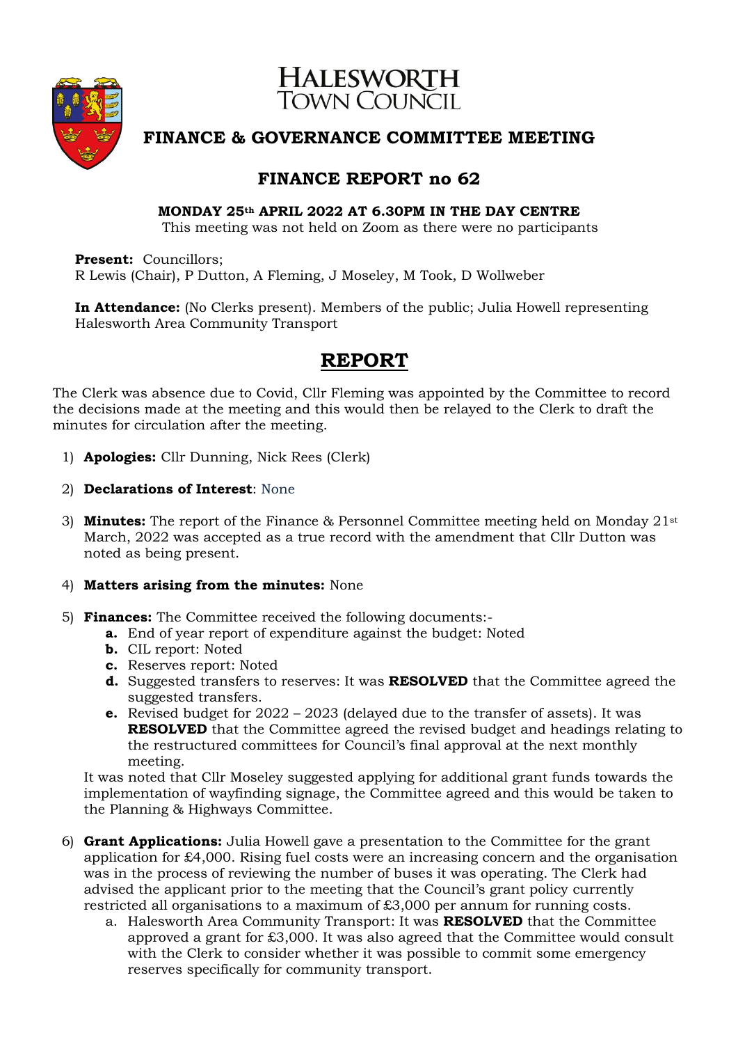# HALESWORTH TOWN COUNCIL

## FINANCE & GOVERNANCE COMMITTEE MEETING

## FINANCE REPORT no 62

**MONDAY 25th APRIL 2022 AT 6.30PM IN THE DAY CENTRE**
This meeting was not held on Zoom as there were no participants

**Present:** Councillors;
R Lewis (Chair), P Dutton, A Fleming, J Moseley, M Took, D Wollweber

**In Attendance:** (No Clerks present). Members of the public; Julia Howell representing Halesworth Area Community Transport

# REPORT

The Clerk was absence due to Covid, Cllr Fleming was appointed by the Committee to record the decisions made at the meeting and this would then be relayed to the Clerk to draft the minutes for circulation after the meeting.

1) **Apologies:** Cllr Dunning, Nick Rees (Clerk)

2) **Declarations of Interest**: None

3) **Minutes:** The report of the Finance & Personnel Committee meeting held on Monday 21st March, 2022 was accepted as a true record with the amendment that Cllr Dutton was noted as being present.

4) **Matters arising from the minutes:** None

5) **Finances:** The Committee received the following documents:-
   **a.** End of year report of expenditure against the budget: Noted
   **b.** CIL report: Noted
   **c.** Reserves report: Noted
   **d.** Suggested transfers to reserves: It was **RESOLVED** that the Committee agreed the suggested transfers.
   **e.** Revised budget for 2022 – 2023 (delayed due to the transfer of assets). It was **RESOLVED** that the Committee agreed the revised budget and headings relating to the restructured committees for Council's final approval at the next monthly meeting.

   It was noted that Cllr Moseley suggested applying for additional grant funds towards the implementation of wayfinding signage, the Committee agreed and this would be taken to the Planning & Highways Committee.

6) **Grant Applications:** Julia Howell gave a presentation to the Committee for the grant application for £4,000. Rising fuel costs were an increasing concern and the organisation was in the process of reviewing the number of buses it was operating. The Clerk had advised the applicant prior to the meeting that the Council's grant policy currently restricted all organisations to a maximum of £3,000 per annum for running costs.
   a. Halesworth Area Community Transport: It was **RESOLVED** that the Committee approved a grant for £3,000. It was also agreed that the Committee would consult with the Clerk to consider whether it was possible to commit some emergency reserves specifically for community transport.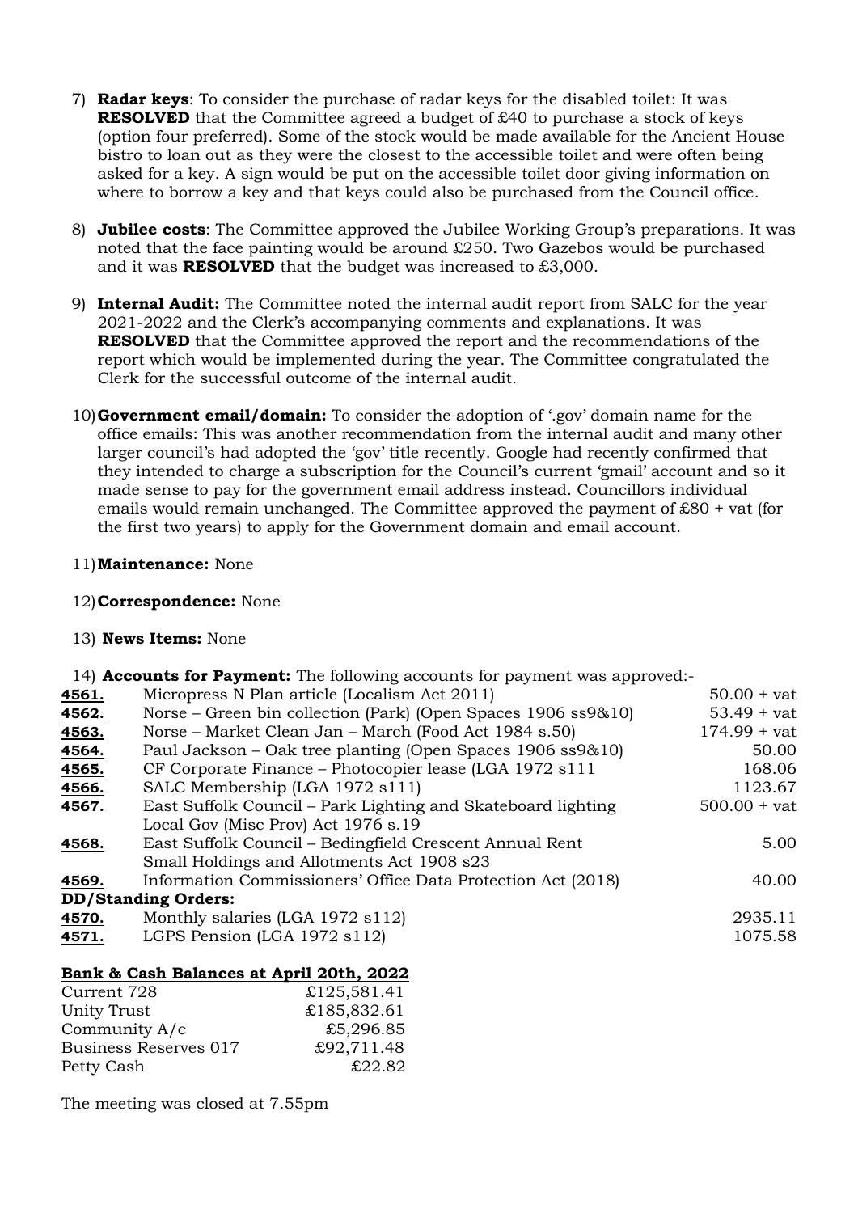7) **Radar keys**: To consider the purchase of radar keys for the disabled toilet: It was **RESOLVED** that the Committee agreed a budget of £40 to purchase a stock of keys (option four preferred). Some of the stock would be made available for the Ancient House bistro to loan out as they were the closest to the accessible toilet and were often being asked for a key. A sign would be put on the accessible toilet door giving information on where to borrow a key and that keys could also be purchased from the Council office.

8) **Jubilee costs**: The Committee approved the Jubilee Working Group's preparations. It was noted that the face painting would be around £250. Two Gazebos would be purchased and it was **RESOLVED** that the budget was increased to £3,000.

9) **Internal Audit:** The Committee noted the internal audit report from SALC for the year 2021-2022 and the Clerk's accompanying comments and explanations. It was **RESOLVED** that the Committee approved the report and the recommendations of the report which would be implemented during the year. The Committee congratulated the Clerk for the successful outcome of the internal audit.

10) **Government email/domain:** To consider the adoption of '.gov' domain name for the office emails: This was another recommendation from the internal audit and many other larger council's had adopted the 'gov' title recently. Google had recently confirmed that they intended to charge a subscription for the Council's current 'gmail' account and so it made sense to pay for the government email address instead. Councillors individual emails would remain unchanged. The Committee approved the payment of £80 + vat (for the first two years) to apply for the Government domain and email account.

11) **Maintenance:** None

12) **Correspondence:** None

13) **News Items:** None

14) **Accounts for Payment:** The following accounts for payment was approved:-

| | | |
|---|---|---|
| **4561.** | Micropress N Plan article (Localism Act 2011) | 50.00 + vat |
| **4562.** | Norse – Green bin collection (Park) (Open Spaces 1906 ss9&10) | 53.49 + vat |
| **4563.** | Norse – Market Clean Jan – March (Food Act 1984 s.50) | 174.99 + vat |
| **4564.** | Paul Jackson – Oak tree planting (Open Spaces 1906 ss9&10) | 50.00 |
| **4565.** | CF Corporate Finance – Photocopier lease (LGA 1972 s111 | 168.06 |
| **4566.** | SALC Membership (LGA 1972 s111) | 1123.67 |
| **4567.** | East Suffolk Council – Park Lighting and Skateboard lighting Local Gov (Misc Prov) Act 1976 s.19 | 500.00 + vat |
| **4568.** | East Suffolk Council – Bedingfield Crescent Annual Rent Small Holdings and Allotments Act 1908 s23 | 5.00 |
| **4569.** | Information Commissioners' Office Data Protection Act (2018) | 40.00 |
| **DD/Standing Orders:** | | |
| **4570.** | Monthly salaries (LGA 1972 s112) | 2935.11 |
| **4571.** | LGPS Pension (LGA 1972 s112) | 1075.58 |

**Bank & Cash Balances at April 20th, 2022**

| | |
|---|---|
| Current 728 | £125,581.41 |
| Unity Trust | £185,832.61 |
| Community A/c | £5,296.85 |
| Business Reserves 017 | £92,711.48 |
| Petty Cash | £22.82 |

The meeting was closed at 7.55pm